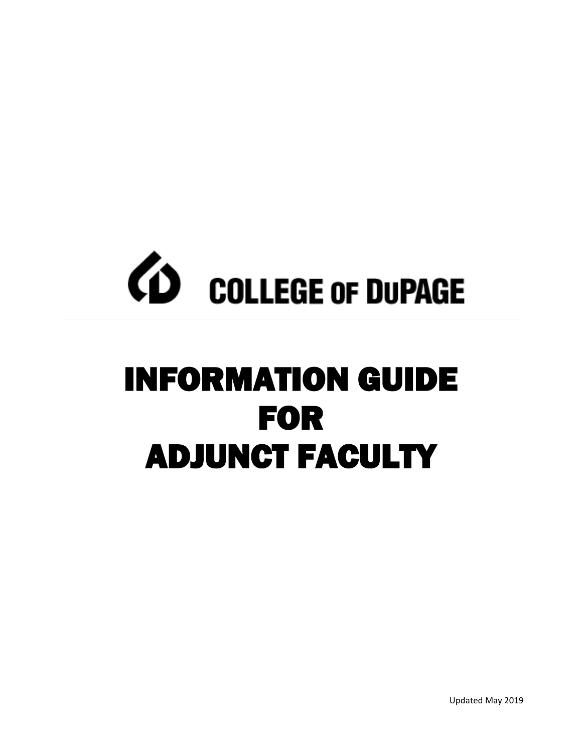COLLEGE OF DUPAGE

# INFORMATION GUIDE FOR ADJUNCT FACULTY

Updated May 2019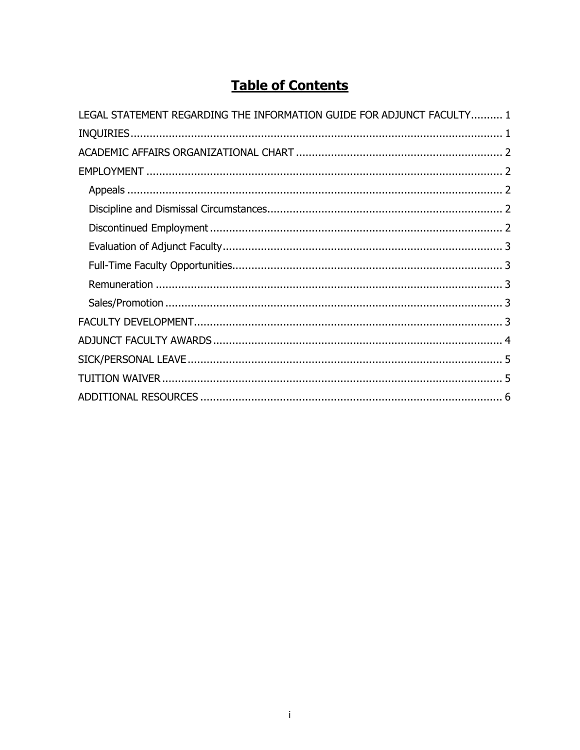# Table of Contents

LEGAL STATEMENT REGARDING THE INFORMATION GUIDE FOR ADJUNCT FACULTY .......... 1

INQUIRIES .......... 1

ACADEMIC AFFAIRS ORGANIZATIONAL CHART .......... 2

EMPLOYMENT .......... 2

- Appeals .......... 2
- Discipline and Dismissal Circumstances .......... 2
- Discontinued Employment .......... 2
- Evaluation of Adjunct Faculty .......... 3
- Full-Time Faculty Opportunities .......... 3
- Remuneration .......... 3
- Sales/Promotion .......... 3

FACULTY DEVELOPMENT .......... 3

ADJUNCT FACULTY AWARDS .......... 4

SICK/PERSONAL LEAVE .......... 5

TUITION WAIVER .......... 5

ADDITIONAL RESOURCES .......... 6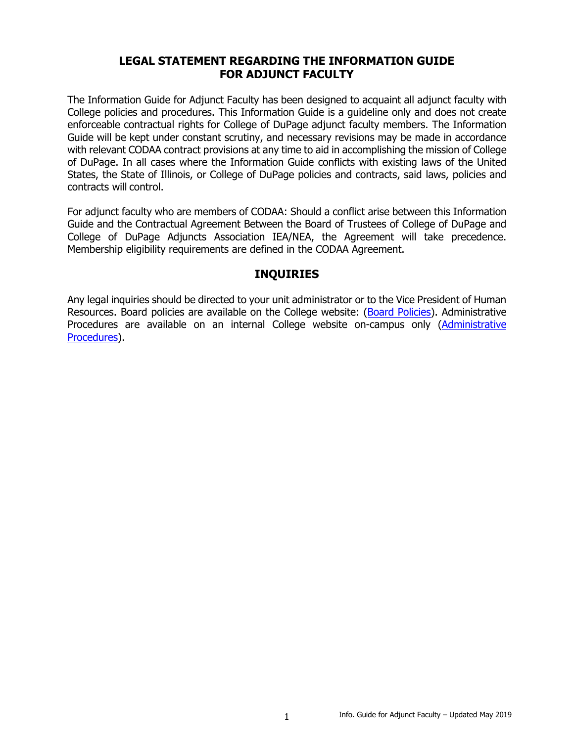## LEGAL STATEMENT REGARDING THE INFORMATION GUIDE FOR ADJUNCT FACULTY

The Information Guide for Adjunct Faculty has been designed to acquaint all adjunct faculty with College policies and procedures. This Information Guide is a guideline only and does not create enforceable contractual rights for College of DuPage adjunct faculty members. The Information Guide will be kept under constant scrutiny, and necessary revisions may be made in accordance with relevant CODAA contract provisions at any time to aid in accomplishing the mission of College of DuPage. In all cases where the Information Guide conflicts with existing laws of the United States, the State of Illinois, or College of DuPage policies and contracts, said laws, policies and contracts will control.

For adjunct faculty who are members of CODAA: Should a conflict arise between this Information Guide and the Contractual Agreement Between the Board of Trustees of College of DuPage and College of DuPage Adjuncts Association IEA/NEA, the Agreement will take precedence. Membership eligibility requirements are defined in the CODAA Agreement.

## INQUIRIES

Any legal inquiries should be directed to your unit administrator or to the Vice President of Human Resources. Board policies are available on the College website: (Board Policies). Administrative Procedures are available on an internal College website on-campus only (Administrative Procedures).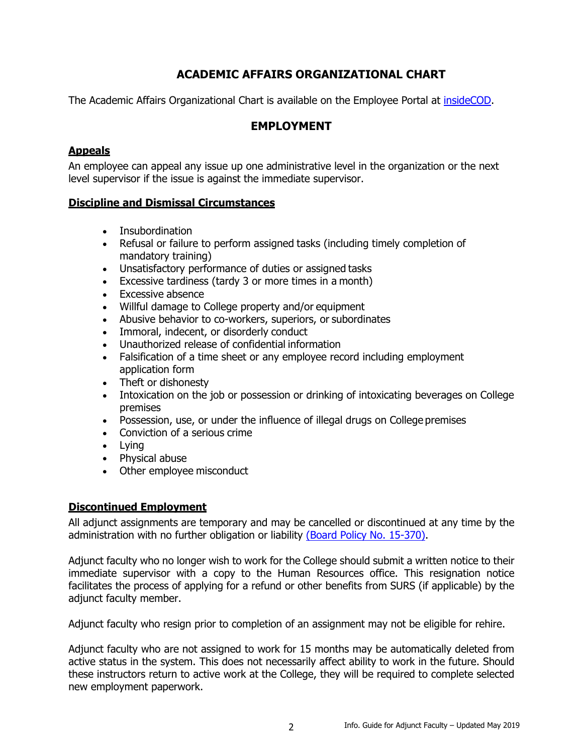## ACADEMIC AFFAIRS ORGANIZATIONAL CHART

The Academic Affairs Organizational Chart is available on the Employee Portal at [insideCOD](insideCOD).

## EMPLOYMENT

### Appeals

An employee can appeal any issue up one administrative level in the organization or the next level supervisor if the issue is against the immediate supervisor.

### Discipline and Dismissal Circumstances

- Insubordination
- Refusal or failure to perform assigned tasks (including timely completion of mandatory training)
- Unsatisfactory performance of duties or assigned tasks
- Excessive tardiness (tardy 3 or more times in a month)
- Excessive absence
- Willful damage to College property and/or equipment
- Abusive behavior to co-workers, superiors, or subordinates
- Immoral, indecent, or disorderly conduct
- Unauthorized release of confidential information
- Falsification of a time sheet or any employee record including employment application form
- Theft or dishonesty
- Intoxication on the job or possession or drinking of intoxicating beverages on College premises
- Possession, use, or under the influence of illegal drugs on College premises
- Conviction of a serious crime
- Lying
- Physical abuse
- Other employee misconduct

### Discontinued Employment

All adjunct assignments are temporary and may be cancelled or discontinued at any time by the administration with no further obligation or liability (Board Policy No. 15-370).

Adjunct faculty who no longer wish to work for the College should submit a written notice to their immediate supervisor with a copy to the Human Resources office. This resignation notice facilitates the process of applying for a refund or other benefits from SURS (if applicable) by the adjunct faculty member.

Adjunct faculty who resign prior to completion of an assignment may not be eligible for rehire.

Adjunct faculty who are not assigned to work for 15 months may be automatically deleted from active status in the system. This does not necessarily affect ability to work in the future. Should these instructors return to active work at the College, they will be required to complete selected new employment paperwork.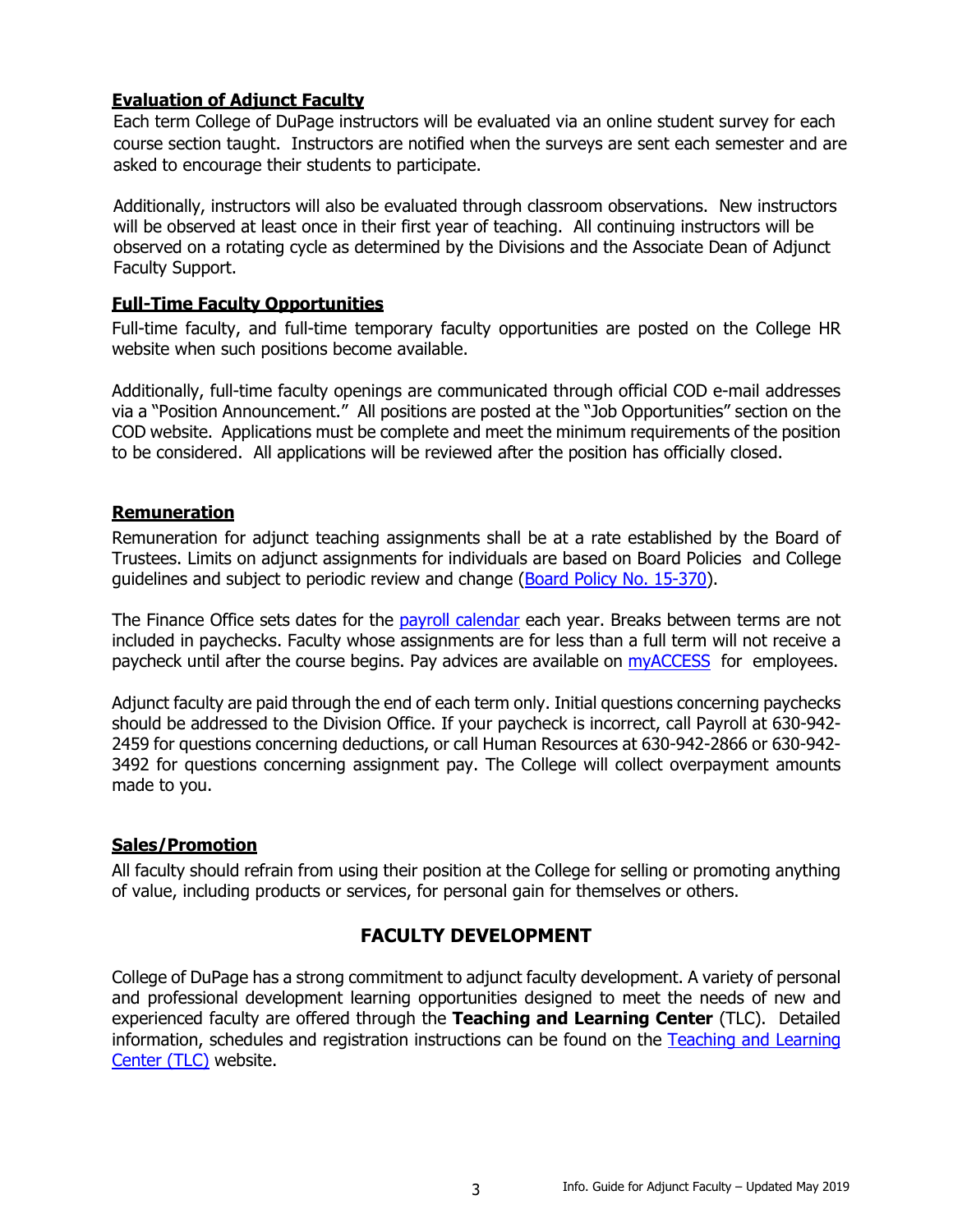### Evaluation of Adjunct Faculty

Each term College of DuPage instructors will be evaluated via an online student survey for each course section taught. Instructors are notified when the surveys are sent each semester and are asked to encourage their students to participate.

Additionally, instructors will also be evaluated through classroom observations. New instructors will be observed at least once in their first year of teaching. All continuing instructors will be observed on a rotating cycle as determined by the Divisions and the Associate Dean of Adjunct Faculty Support.

### Full-Time Faculty Opportunities

Full-time faculty, and full-time temporary faculty opportunities are posted on the College HR website when such positions become available.

Additionally, full-time faculty openings are communicated through official COD e-mail addresses via a "Position Announcement." All positions are posted at the "Job Opportunities" section on the COD website. Applications must be complete and meet the minimum requirements of the position to be considered. All applications will be reviewed after the position has officially closed.

### Remuneration

Remuneration for adjunct teaching assignments shall be at a rate established by the Board of Trustees. Limits on adjunct assignments for individuals are based on Board Policies and College guidelines and subject to periodic review and change (Board Policy No. 15-370).

The Finance Office sets dates for the payroll calendar each year. Breaks between terms are not included in paychecks. Faculty whose assignments are for less than a full term will not receive a paycheck until after the course begins. Pay advices are available on myACCESS for employees.

Adjunct faculty are paid through the end of each term only. Initial questions concerning paychecks should be addressed to the Division Office. If your paycheck is incorrect, call Payroll at 630-942-2459 for questions concerning deductions, or call Human Resources at 630-942-2866 or 630-942-3492 for questions concerning assignment pay. The College will collect overpayment amounts made to you.

### Sales/Promotion

All faculty should refrain from using their position at the College for selling or promoting anything of value, including products or services, for personal gain for themselves or others.

## FACULTY DEVELOPMENT

College of DuPage has a strong commitment to adjunct faculty development. A variety of personal and professional development learning opportunities designed to meet the needs of new and experienced faculty are offered through the **Teaching and Learning Center** (TLC). Detailed information, schedules and registration instructions can be found on the Teaching and Learning Center (TLC) website.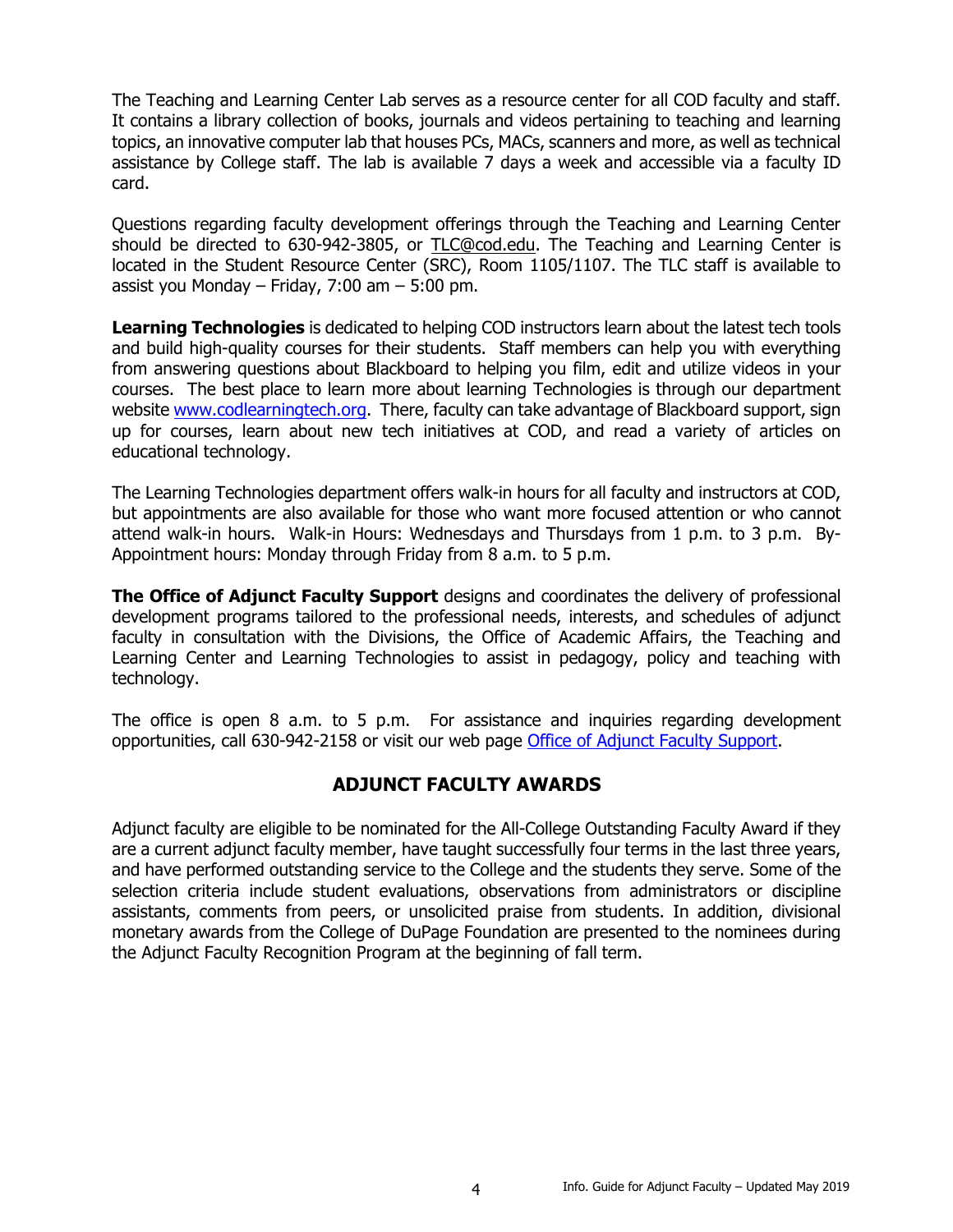The Teaching and Learning Center Lab serves as a resource center for all COD faculty and staff. It contains a library collection of books, journals and videos pertaining to teaching and learning topics, an innovative computer lab that houses PCs, MACs, scanners and more, as well as technical assistance by College staff. The lab is available 7 days a week and accessible via a faculty ID card.

Questions regarding faculty development offerings through the Teaching and Learning Center should be directed to 630-942-3805, or TLC@cod.edu. The Teaching and Learning Center is located in the Student Resource Center (SRC), Room 1105/1107. The TLC staff is available to assist you Monday – Friday, 7:00 am – 5:00 pm.

**Learning Technologies** is dedicated to helping COD instructors learn about the latest tech tools and build high-quality courses for their students. Staff members can help you with everything from answering questions about Blackboard to helping you film, edit and utilize videos in your courses. The best place to learn more about learning Technologies is through our department website [www.codlearningtech.org](http://www.codlearningtech.org). There, faculty can take advantage of Blackboard support, sign up for courses, learn about new tech initiatives at COD, and read a variety of articles on educational technology.

The Learning Technologies department offers walk-in hours for all faculty and instructors at COD, but appointments are also available for those who want more focused attention or who cannot attend walk-in hours. Walk-in Hours: Wednesdays and Thursdays from 1 p.m. to 3 p.m. By-Appointment hours: Monday through Friday from 8 a.m. to 5 p.m.

**The Office of Adjunct Faculty Support** designs and coordinates the delivery of professional development programs tailored to the professional needs, interests, and schedules of adjunct faculty in consultation with the Divisions, the Office of Academic Affairs, the Teaching and Learning Center and Learning Technologies to assist in pedagogy, policy and teaching with technology.

The office is open 8 a.m. to 5 p.m. For assistance and inquiries regarding development opportunities, call 630-942-2158 or visit our web page Office of Adjunct Faculty Support.

## ADJUNCT FACULTY AWARDS

Adjunct faculty are eligible to be nominated for the All-College Outstanding Faculty Award if they are a current adjunct faculty member, have taught successfully four terms in the last three years, and have performed outstanding service to the College and the students they serve. Some of the selection criteria include student evaluations, observations from administrators or discipline assistants, comments from peers, or unsolicited praise from students. In addition, divisional monetary awards from the College of DuPage Foundation are presented to the nominees during the Adjunct Faculty Recognition Program at the beginning of fall term.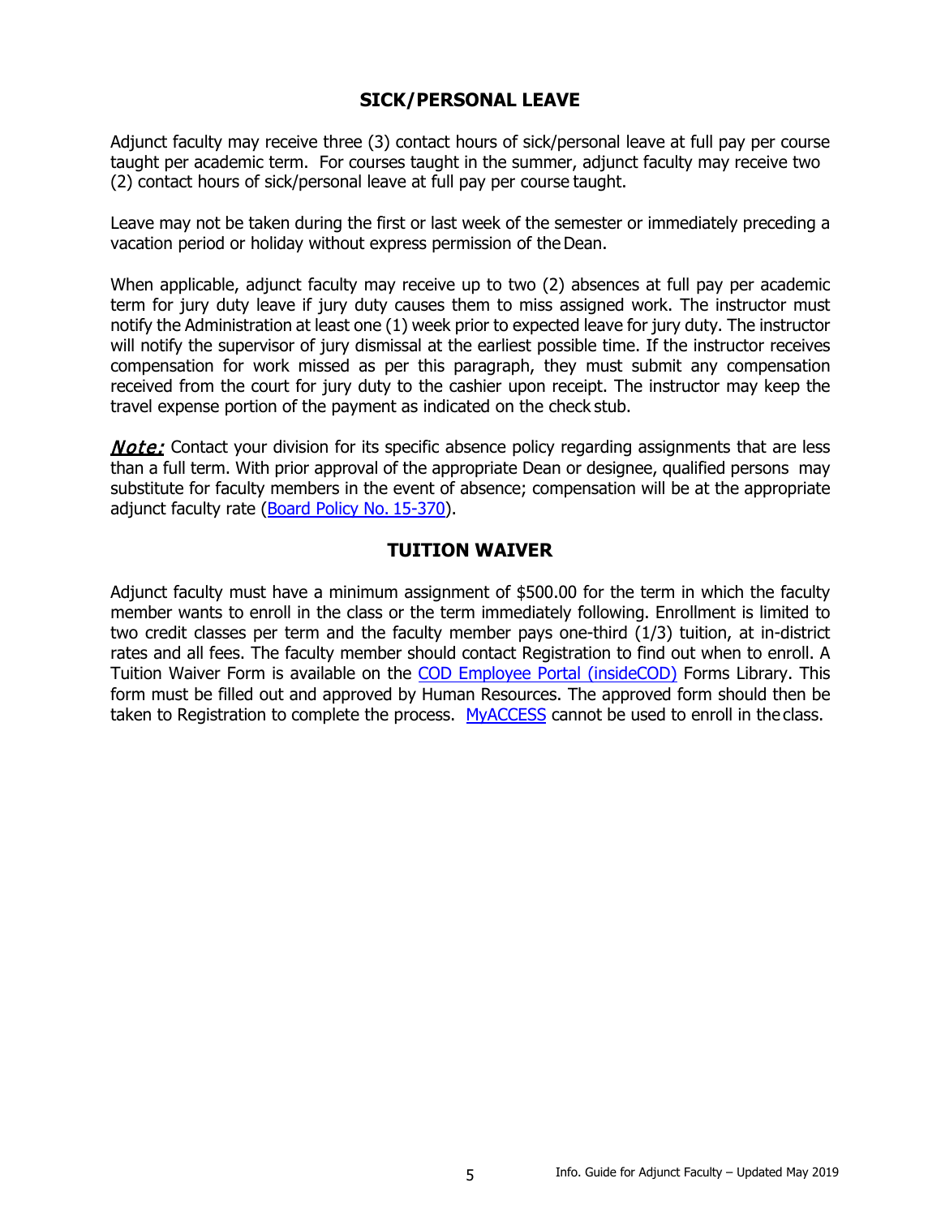## SICK/PERSONAL LEAVE

Adjunct faculty may receive three (3) contact hours of sick/personal leave at full pay per course taught per academic term. For courses taught in the summer, adjunct faculty may receive two (2) contact hours of sick/personal leave at full pay per course taught.

Leave may not be taken during the first or last week of the semester or immediately preceding a vacation period or holiday without express permission of the Dean.

When applicable, adjunct faculty may receive up to two (2) absences at full pay per academic term for jury duty leave if jury duty causes them to miss assigned work. The instructor must notify the Administration at least one (1) week prior to expected leave for jury duty. The instructor will notify the supervisor of jury dismissal at the earliest possible time. If the instructor receives compensation for work missed as per this paragraph, they must submit any compensation received from the court for jury duty to the cashier upon receipt. The instructor may keep the travel expense portion of the payment as indicated on the check stub.

***Note:*** Contact your division for its specific absence policy regarding assignments that are less than a full term. With prior approval of the appropriate Dean or designee, qualified persons may substitute for faculty members in the event of absence; compensation will be at the appropriate adjunct faculty rate (Board Policy No. 15-370).

## TUITION WAIVER

Adjunct faculty must have a minimum assignment of $500.00 for the term in which the faculty member wants to enroll in the class or the term immediately following. Enrollment is limited to two credit classes per term and the faculty member pays one-third (1/3) tuition, at in-district rates and all fees. The faculty member should contact Registration to find out when to enroll. A Tuition Waiver Form is available on the COD Employee Portal (insideCOD) Forms Library. This form must be filled out and approved by Human Resources. The approved form should then be taken to Registration to complete the process. MyACCESS cannot be used to enroll in the class.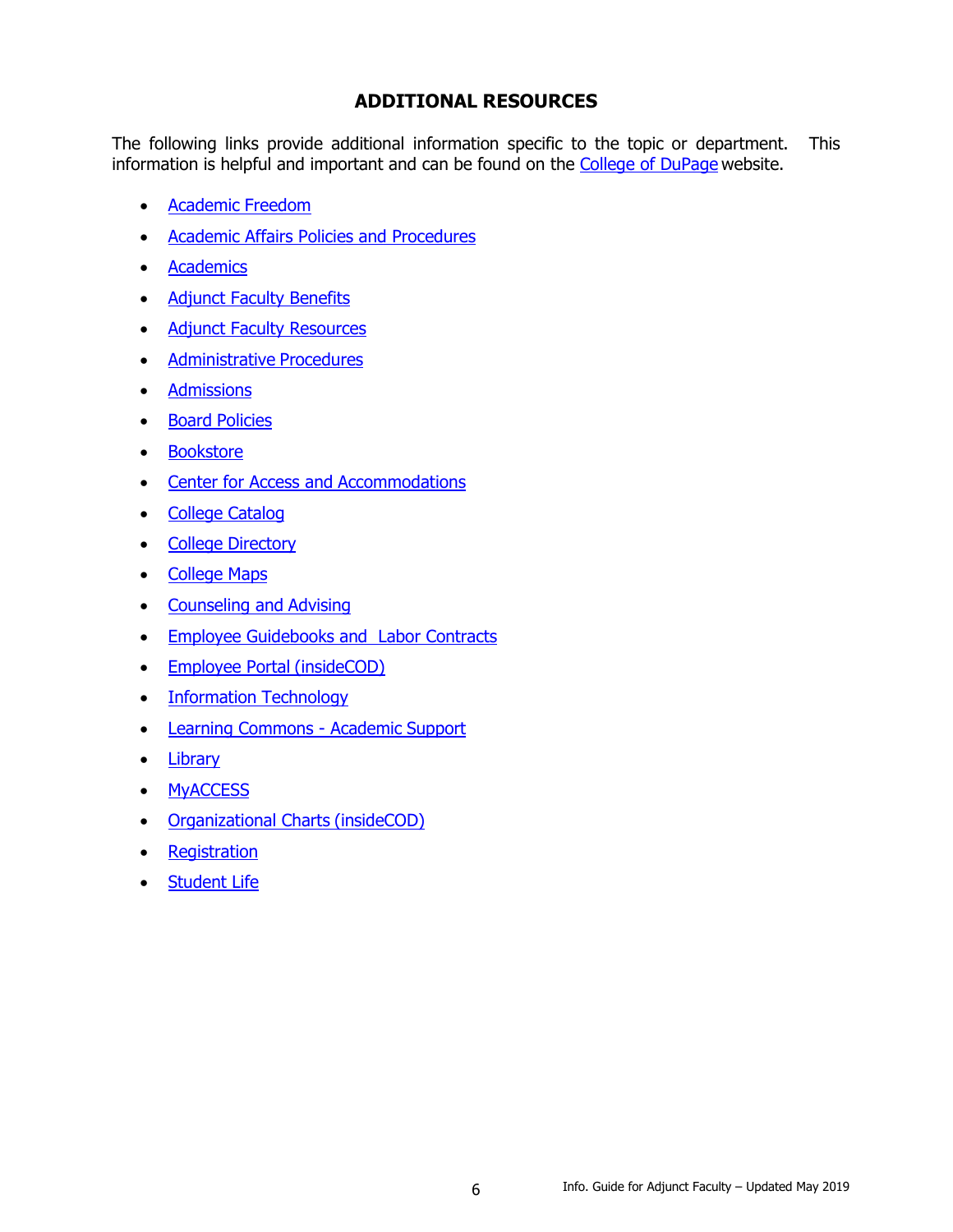## ADDITIONAL RESOURCES

The following links provide additional information specific to the topic or department. This information is helpful and important and can be found on the College of DuPage website.

- Academic Freedom
- Academic Affairs Policies and Procedures
- Academics
- Adjunct Faculty Benefits
- Adjunct Faculty Resources
- Administrative Procedures
- Admissions
- Board Policies
- Bookstore
- Center for Access and Accommodations
- College Catalog
- College Directory
- College Maps
- Counseling and Advising
- Employee Guidebooks and Labor Contracts
- Employee Portal (insideCOD)
- Information Technology
- Learning Commons - Academic Support
- Library
- MyACCESS
- Organizational Charts (insideCOD)
- Registration
- Student Life